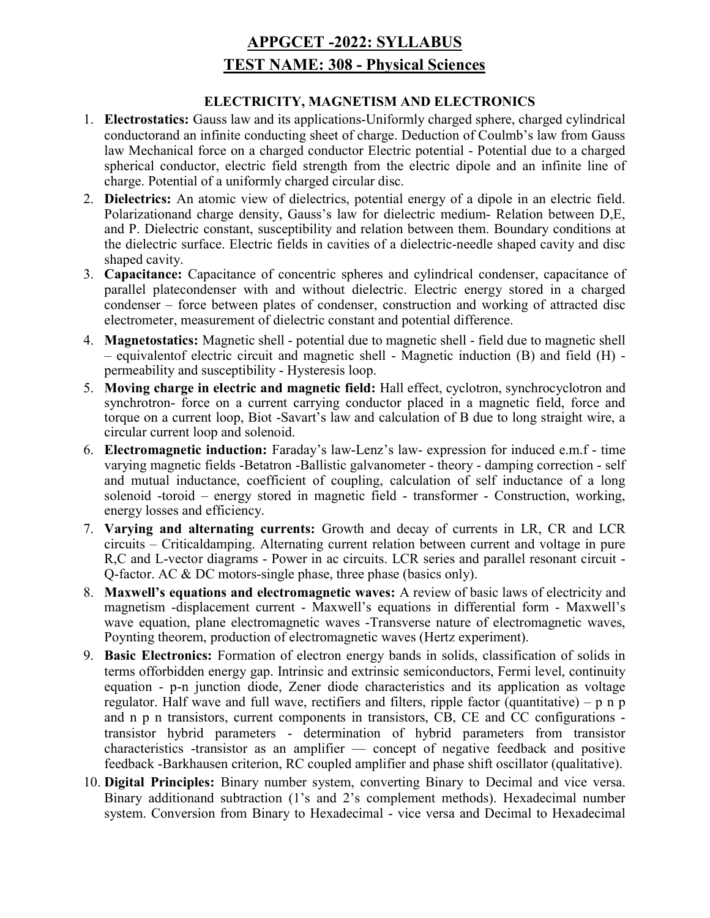# APPGCET -2022: SYLLABUS

## TEST NAME: 308 - Physical Sciences

### ELECTRICITY, MAGNETISM AND ELECTRONICS

1. **Electrostatics:** Gauss law and its applications-Uniformly charged sphere, charged cylindrical conductorand an infinite conducting sheet of charge. Deduction of Coulmb's law from Gauss law Mechanical force on a charged conductor Electric potential - Potential due to a charged spherical conductor, electric field strength from the electric dipole and an infinite line of charge. Potential of a uniformly charged circular disc.
2. **Dielectrics:** An atomic view of dielectrics, potential energy of a dipole in an electric field. Polarizationand charge density, Gauss's law for dielectric medium- Relation between D,E, and P. Dielectric constant, susceptibility and relation between them. Boundary conditions at the dielectric surface. Electric fields in cavities of a dielectric-needle shaped cavity and disc shaped cavity.
3. **Capacitance:** Capacitance of concentric spheres and cylindrical condenser, capacitance of parallel platecondenser with and without dielectric. Electric energy stored in a charged condenser – force between plates of condenser, construction and working of attracted disc electrometer, measurement of dielectric constant and potential difference.
4. **Magnetostatics:** Magnetic shell - potential due to magnetic shell - field due to magnetic shell – equivalentof electric circuit and magnetic shell - Magnetic induction (B) and field (H) - permeability and susceptibility - Hysteresis loop.
5. **Moving charge in electric and magnetic field:** Hall effect, cyclotron, synchrocyclotron and synchrotron- force on a current carrying conductor placed in a magnetic field, force and torque on a current loop, Biot -Savart's law and calculation of B due to long straight wire, a circular current loop and solenoid.
6. **Electromagnetic induction:** Faraday's law-Lenz's law- expression for induced e.m.f - time varying magnetic fields -Betatron -Ballistic galvanometer - theory - damping correction - self and mutual inductance, coefficient of coupling, calculation of self inductance of a long solenoid -toroid – energy stored in magnetic field - transformer - Construction, working, energy losses and efficiency.
7. **Varying and alternating currents:** Growth and decay of currents in LR, CR and LCR circuits – Criticaldamping. Alternating current relation between current and voltage in pure R,C and L-vector diagrams - Power in ac circuits. LCR series and parallel resonant circuit - Q-factor. AC & DC motors-single phase, three phase (basics only).
8. **Maxwell's equations and electromagnetic waves:** A review of basic laws of electricity and magnetism -displacement current - Maxwell's equations in differential form - Maxwell's wave equation, plane electromagnetic waves -Transverse nature of electromagnetic waves, Poynting theorem, production of electromagnetic waves (Hertz experiment).
9. **Basic Electronics:** Formation of electron energy bands in solids, classification of solids in terms offorbidden energy gap. Intrinsic and extrinsic semiconductors, Fermi level, continuity equation - p-n junction diode, Zener diode characteristics and its application as voltage regulator. Half wave and full wave, rectifiers and filters, ripple factor (quantitative) – p n p and n p n transistors, current components in transistors, CB, CE and CC configurations - transistor hybrid parameters - determination of hybrid parameters from transistor characteristics -transistor as an amplifier — concept of negative feedback and positive feedback -Barkhausen criterion, RC coupled amplifier and phase shift oscillator (qualitative).
10. **Digital Principles:** Binary number system, converting Binary to Decimal and vice versa. Binary additionand subtraction (1's and 2's complement methods). Hexadecimal number system. Conversion from Binary to Hexadecimal - vice versa and Decimal to Hexadecimal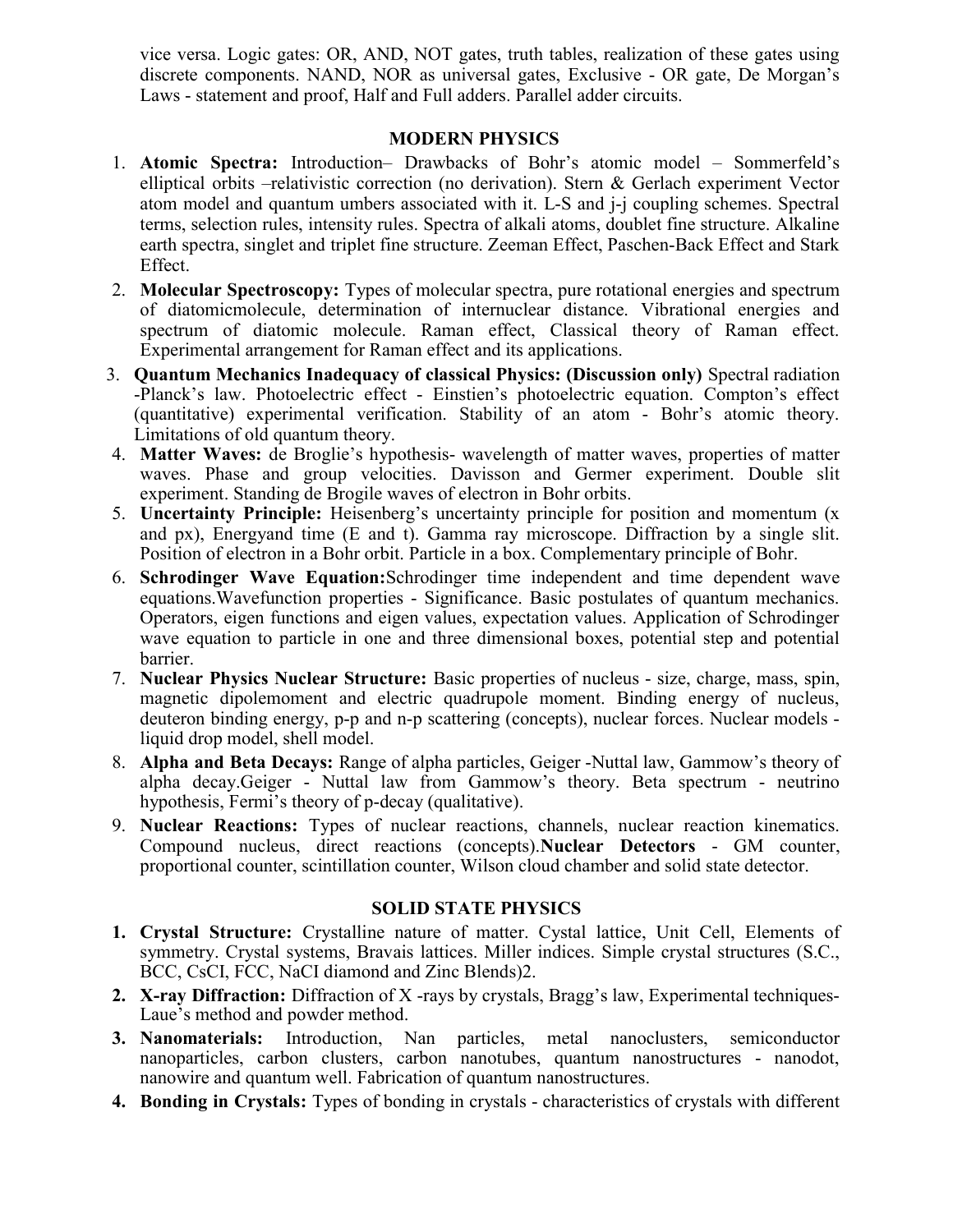vice versa. Logic gates: OR, AND, NOT gates, truth tables, realization of these gates using discrete components. NAND, NOR as universal gates, Exclusive - OR gate, De Morgan's Laws - statement and proof, Half and Full adders. Parallel adder circuits.

## MODERN PHYSICS

1. **Atomic Spectra:** Introduction– Drawbacks of Bohr's atomic model – Sommerfeld's elliptical orbits –relativistic correction (no derivation). Stern & Gerlach experiment Vector atom model and quantum umbers associated with it. L-S and j-j coupling schemes. Spectral terms, selection rules, intensity rules. Spectra of alkali atoms, doublet fine structure. Alkaline earth spectra, singlet and triplet fine structure. Zeeman Effect, Paschen-Back Effect and Stark Effect.
2. **Molecular Spectroscopy:** Types of molecular spectra, pure rotational energies and spectrum of diatomicmolecule, determination of internuclear distance. Vibrational energies and spectrum of diatomic molecule. Raman effect, Classical theory of Raman effect. Experimental arrangement for Raman effect and its applications.
3. **Quantum Mechanics Inadequacy of classical Physics: (Discussion only)** Spectral radiation -Planck's law. Photoelectric effect - Einstien's photoelectric equation. Compton's effect (quantitative) experimental verification. Stability of an atom - Bohr's atomic theory. Limitations of old quantum theory.
4. **Matter Waves:** de Broglie's hypothesis- wavelength of matter waves, properties of matter waves. Phase and group velocities. Davisson and Germer experiment. Double slit experiment. Standing de Brogile waves of electron in Bohr orbits.
5. **Uncertainty Principle:** Heisenberg's uncertainty principle for position and momentum (x and px), Energyand time (E and t). Gamma ray microscope. Diffraction by a single slit. Position of electron in a Bohr orbit. Particle in a box. Complementary principle of Bohr.
6. **Schrodinger Wave Equation:**Schrodinger time independent and time dependent wave equations.Wavefunction properties - Significance. Basic postulates of quantum mechanics. Operators, eigen functions and eigen values, expectation values. Application of Schrodinger wave equation to particle in one and three dimensional boxes, potential step and potential barrier.
7. **Nuclear Physics Nuclear Structure:** Basic properties of nucleus - size, charge, mass, spin, magnetic dipolemoment and electric quadrupole moment. Binding energy of nucleus, deuteron binding energy, p-p and n-p scattering (concepts), nuclear forces. Nuclear models - liquid drop model, shell model.
8. **Alpha and Beta Decays:** Range of alpha particles, Geiger -Nuttal law, Gammow's theory of alpha decay.Geiger - Nuttal law from Gammow's theory. Beta spectrum - neutrino hypothesis, Fermi's theory of p-decay (qualitative).
9. **Nuclear Reactions:** Types of nuclear reactions, channels, nuclear reaction kinematics. Compound nucleus, direct reactions (concepts).**Nuclear Detectors** - GM counter, proportional counter, scintillation counter, Wilson cloud chamber and solid state detector.

## SOLID STATE PHYSICS

1. **Crystal Structure:** Crystalline nature of matter. Cystal lattice, Unit Cell, Elements of symmetry. Crystal systems, Bravais lattices. Miller indices. Simple crystal structures (S.C., BCC, CsCI, FCC, NaCI diamond and Zinc Blends)2.
2. **X-ray Diffraction:** Diffraction of X -rays by crystals, Bragg's law, Experimental techniques- Laue's method and powder method.
3. **Nanomaterials:** Introduction, Nan particles, metal nanoclusters, semiconductor nanoparticles, carbon clusters, carbon nanotubes, quantum nanostructures - nanodot, nanowire and quantum well. Fabrication of quantum nanostructures.
4. **Bonding in Crystals:** Types of bonding in crystals - characteristics of crystals with different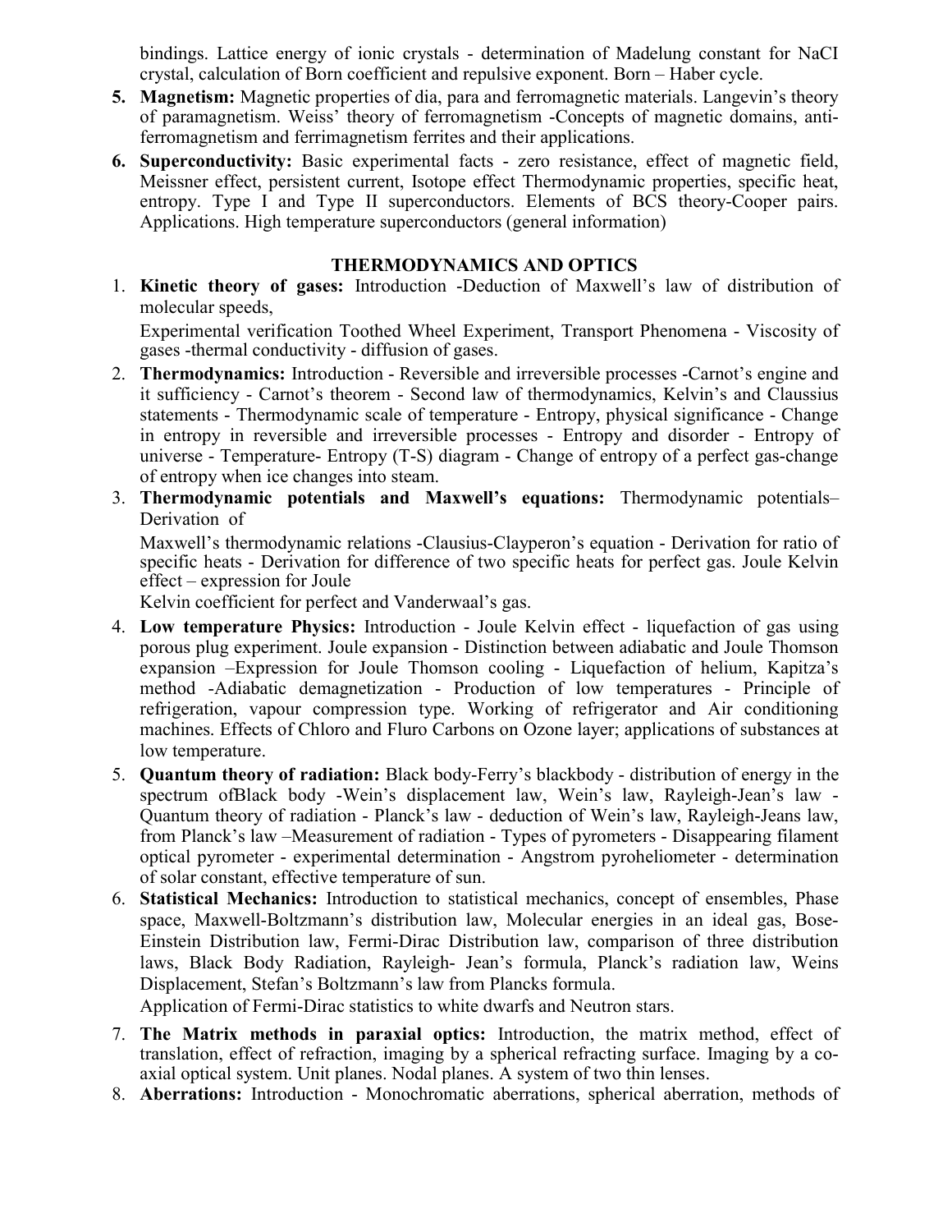bindings. Lattice energy of ionic crystals - determination of Madelung constant for NaCI crystal, calculation of Born coefficient and repulsive exponent. Born – Haber cycle.

5. **Magnetism:** Magnetic properties of dia, para and ferromagnetic materials. Langevin's theory of paramagnetism. Weiss' theory of ferromagnetism -Concepts of magnetic domains, anti-ferromagnetism and ferrimagnetism ferrites and their applications.
6. **Superconductivity:** Basic experimental facts - zero resistance, effect of magnetic field, Meissner effect, persistent current, Isotope effect Thermodynamic properties, specific heat, entropy. Type I and Type II superconductors. Elements of BCS theory-Cooper pairs. Applications. High temperature superconductors (general information)

## THERMODYNAMICS AND OPTICS

1. **Kinetic theory of gases:** Introduction -Deduction of Maxwell's law of distribution of molecular speeds,

   Experimental verification Toothed Wheel Experiment, Transport Phenomena - Viscosity of gases -thermal conductivity - diffusion of gases.
2. **Thermodynamics:** Introduction - Reversible and irreversible processes -Carnot's engine and it sufficiency - Carnot's theorem - Second law of thermodynamics, Kelvin's and Claussius statements - Thermodynamic scale of temperature - Entropy, physical significance - Change in entropy in reversible and irreversible processes - Entropy and disorder - Entropy of universe - Temperature- Entropy (T-S) diagram - Change of entropy of a perfect gas-change of entropy when ice changes into steam.
3. **Thermodynamic potentials and Maxwell's equations:** Thermodynamic potentials– Derivation of

   Maxwell's thermodynamic relations -Clausius-Clayperon's equation - Derivation for ratio of specific heats - Derivation for difference of two specific heats for perfect gas. Joule Kelvin effect – expression for Joule

   Kelvin coefficient for perfect and Vanderwaal's gas.
4. **Low temperature Physics:** Introduction - Joule Kelvin effect - liquefaction of gas using porous plug experiment. Joule expansion - Distinction between adiabatic and Joule Thomson expansion –Expression for Joule Thomson cooling - Liquefaction of helium, Kapitza's method -Adiabatic demagnetization - Production of low temperatures - Principle of refrigeration, vapour compression type. Working of refrigerator and Air conditioning machines. Effects of Chloro and Fluro Carbons on Ozone layer; applications of substances at low temperature.
5. **Quantum theory of radiation:** Black body-Ferry's blackbody - distribution of energy in the spectrum ofBlack body -Wein's displacement law, Wein's law, Rayleigh-Jean's law - Quantum theory of radiation - Planck's law - deduction of Wein's law, Rayleigh-Jeans law, from Planck's law –Measurement of radiation - Types of pyrometers - Disappearing filament optical pyrometer - experimental determination - Angstrom pyroheliometer - determination of solar constant, effective temperature of sun.
6. **Statistical Mechanics:** Introduction to statistical mechanics, concept of ensembles, Phase space, Maxwell-Boltzmann's distribution law, Molecular energies in an ideal gas, Bose-Einstein Distribution law, Fermi-Dirac Distribution law, comparison of three distribution laws, Black Body Radiation, Rayleigh- Jean's formula, Planck's radiation law, Weins Displacement, Stefan's Boltzmann's law from Plancks formula.

   Application of Fermi-Dirac statistics to white dwarfs and Neutron stars.
7. **The Matrix methods in paraxial optics:** Introduction, the matrix method, effect of translation, effect of refraction, imaging by a spherical refracting surface. Imaging by a co-axial optical system. Unit planes. Nodal planes. A system of two thin lenses.
8. **Aberrations:** Introduction - Monochromatic aberrations, spherical aberration, methods of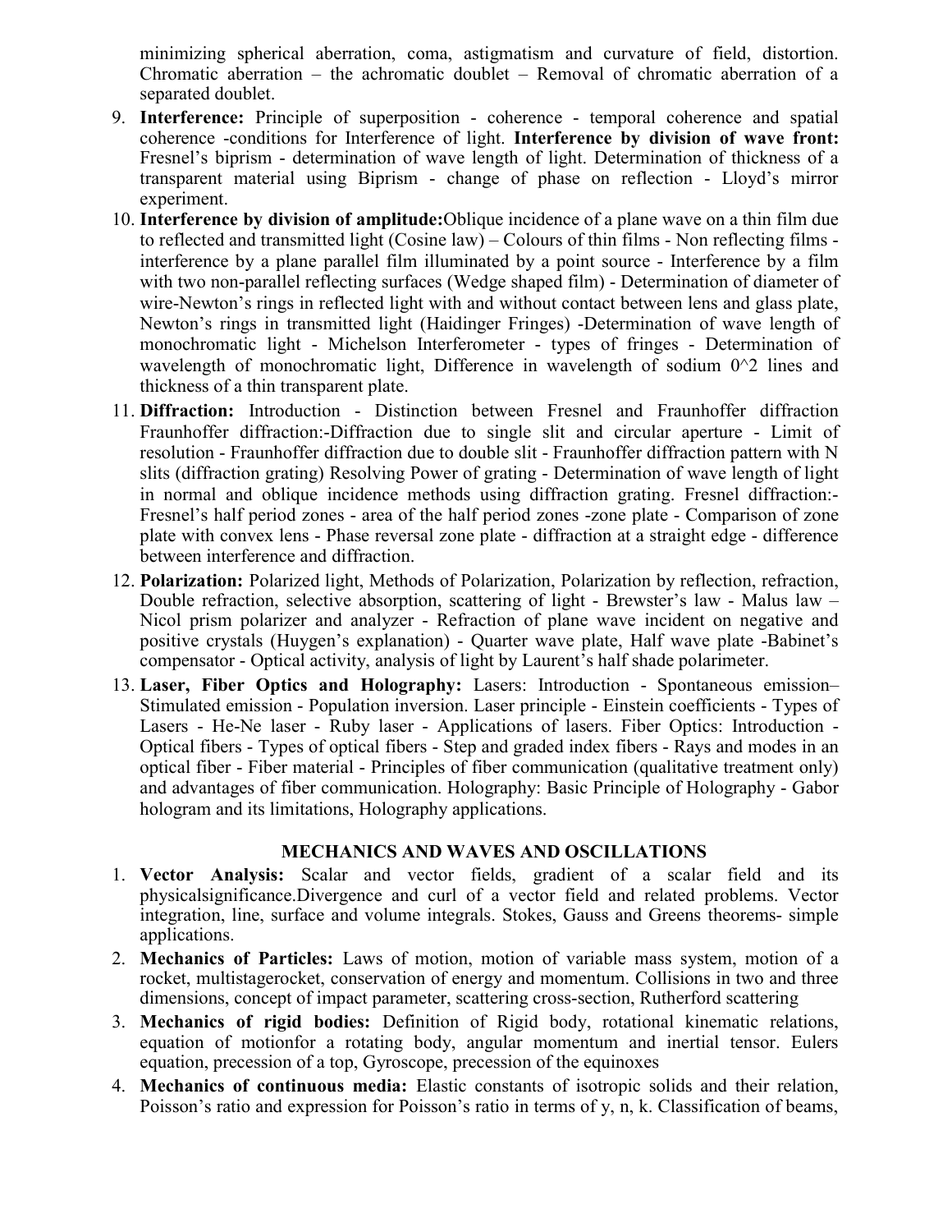minimizing spherical aberration, coma, astigmatism and curvature of field, distortion. Chromatic aberration – the achromatic doublet – Removal of chromatic aberration of a separated doublet.

9. **Interference:** Principle of superposition - coherence - temporal coherence and spatial coherence -conditions for Interference of light. **Interference by division of wave front:** Fresnel's biprism - determination of wave length of light. Determination of thickness of a transparent material using Biprism - change of phase on reflection - Lloyd's mirror experiment.
10. **Interference by division of amplitude:**Oblique incidence of a plane wave on a thin film due to reflected and transmitted light (Cosine law) – Colours of thin films - Non reflecting films - interference by a plane parallel film illuminated by a point source - Interference by a film with two non-parallel reflecting surfaces (Wedge shaped film) - Determination of diameter of wire-Newton's rings in reflected light with and without contact between lens and glass plate, Newton's rings in transmitted light (Haidinger Fringes) -Determination of wave length of monochromatic light - Michelson Interferometer - types of fringes - Determination of wavelength of monochromatic light, Difference in wavelength of sodium 0^2 lines and thickness of a thin transparent plate.
11. **Diffraction:** Introduction - Distinction between Fresnel and Fraunhoffer diffraction Fraunhoffer diffraction:-Diffraction due to single slit and circular aperture - Limit of resolution - Fraunhoffer diffraction due to double slit - Fraunhoffer diffraction pattern with N slits (diffraction grating) Resolving Power of grating - Determination of wave length of light in normal and oblique incidence methods using diffraction grating. Fresnel diffraction:- Fresnel's half period zones - area of the half period zones -zone plate - Comparison of zone plate with convex lens - Phase reversal zone plate - diffraction at a straight edge - difference between interference and diffraction.
12. **Polarization:** Polarized light, Methods of Polarization, Polarization by reflection, refraction, Double refraction, selective absorption, scattering of light - Brewster's law - Malus law – Nicol prism polarizer and analyzer - Refraction of plane wave incident on negative and positive crystals (Huygen's explanation) - Quarter wave plate, Half wave plate -Babinet's compensator - Optical activity, analysis of light by Laurent's half shade polarimeter.
13. **Laser, Fiber Optics and Holography:** Lasers: Introduction - Spontaneous emission– Stimulated emission - Population inversion. Laser principle - Einstein coefficients - Types of Lasers - He-Ne laser - Ruby laser - Applications of lasers. Fiber Optics: Introduction - Optical fibers - Types of optical fibers - Step and graded index fibers - Rays and modes in an optical fiber - Fiber material - Principles of fiber communication (qualitative treatment only) and advantages of fiber communication. Holography: Basic Principle of Holography - Gabor hologram and its limitations, Holography applications.

## MECHANICS AND WAVES AND OSCILLATIONS

1. **Vector Analysis:** Scalar and vector fields, gradient of a scalar field and its physicalsignificance.Divergence and curl of a vector field and related problems. Vector integration, line, surface and volume integrals. Stokes, Gauss and Greens theorems- simple applications.
2. **Mechanics of Particles:** Laws of motion, motion of variable mass system, motion of a rocket, multistagerocket, conservation of energy and momentum. Collisions in two and three dimensions, concept of impact parameter, scattering cross-section, Rutherford scattering
3. **Mechanics of rigid bodies:** Definition of Rigid body, rotational kinematic relations, equation of motionfor a rotating body, angular momentum and inertial tensor. Eulers equation, precession of a top, Gyroscope, precession of the equinoxes
4. **Mechanics of continuous media:** Elastic constants of isotropic solids and their relation, Poisson's ratio and expression for Poisson's ratio in terms of y, n, k. Classification of beams,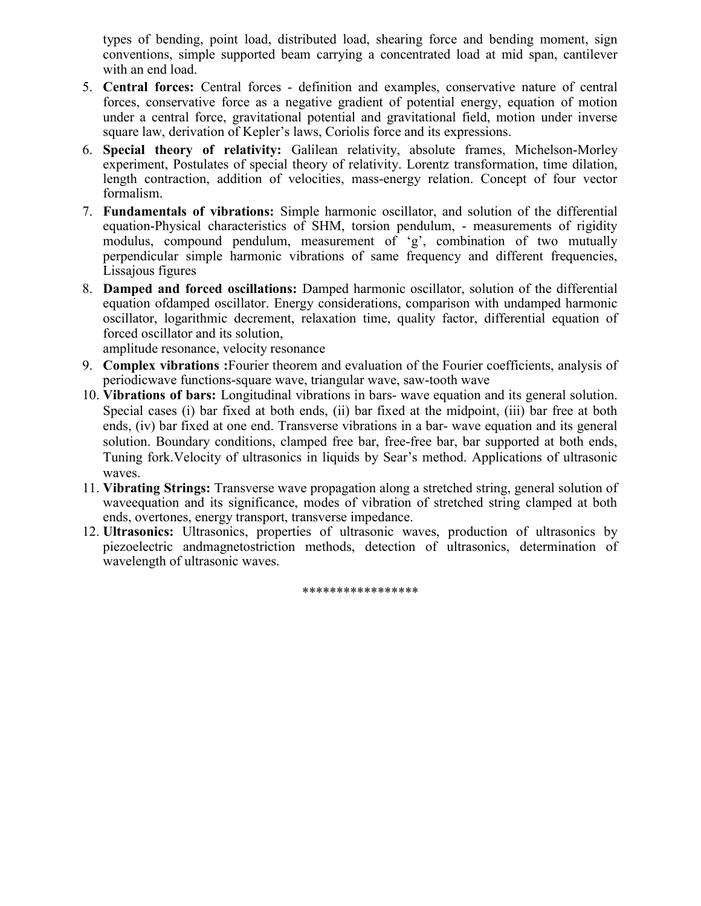types of bending, point load, distributed load, shearing force and bending moment, sign conventions, simple supported beam carrying a concentrated load at mid span, cantilever with an end load.

5. **Central forces:** Central forces - definition and examples, conservative nature of central forces, conservative force as a negative gradient of potential energy, equation of motion under a central force, gravitational potential and gravitational field, motion under inverse square law, derivation of Kepler's laws, Coriolis force and its expressions.
6. **Special theory of relativity:** Galilean relativity, absolute frames, Michelson-Morley experiment, Postulates of special theory of relativity. Lorentz transformation, time dilation, length contraction, addition of velocities, mass-energy relation. Concept of four vector formalism.
7. **Fundamentals of vibrations:** Simple harmonic oscillator, and solution of the differential equation-Physical characteristics of SHM, torsion pendulum, - measurements of rigidity modulus, compound pendulum, measurement of 'g', combination of two mutually perpendicular simple harmonic vibrations of same frequency and different frequencies, Lissajous figures
8. **Damped and forced oscillations:** Damped harmonic oscillator, solution of the differential equation ofdamped oscillator. Energy considerations, comparison with undamped harmonic oscillator, logarithmic decrement, relaxation time, quality factor, differential equation of forced oscillator and its solution,
   amplitude resonance, velocity resonance
9. **Complex vibrations :**Fourier theorem and evaluation of the Fourier coefficients, analysis of periodicwave functions-square wave, triangular wave, saw-tooth wave
10. **Vibrations of bars:** Longitudinal vibrations in bars- wave equation and its general solution. Special cases (i) bar fixed at both ends, (ii) bar fixed at the midpoint, (iii) bar free at both ends, (iv) bar fixed at one end. Transverse vibrations in a bar- wave equation and its general solution. Boundary conditions, clamped free bar, free-free bar, bar supported at both ends, Tuning fork.Velocity of ultrasonics in liquids by Sear's method. Applications of ultrasonic waves.
11. **Vibrating Strings:** Transverse wave propagation along a stretched string, general solution of waveequation and its significance, modes of vibration of stretched string clamped at both ends, overtones, energy transport, transverse impedance.
12. **Ultrasonics:** Ultrasonics, properties of ultrasonic waves, production of ultrasonics by piezoelectric andmagnetostriction methods, detection of ultrasonics, determination of wavelength of ultrasonic waves.

****************